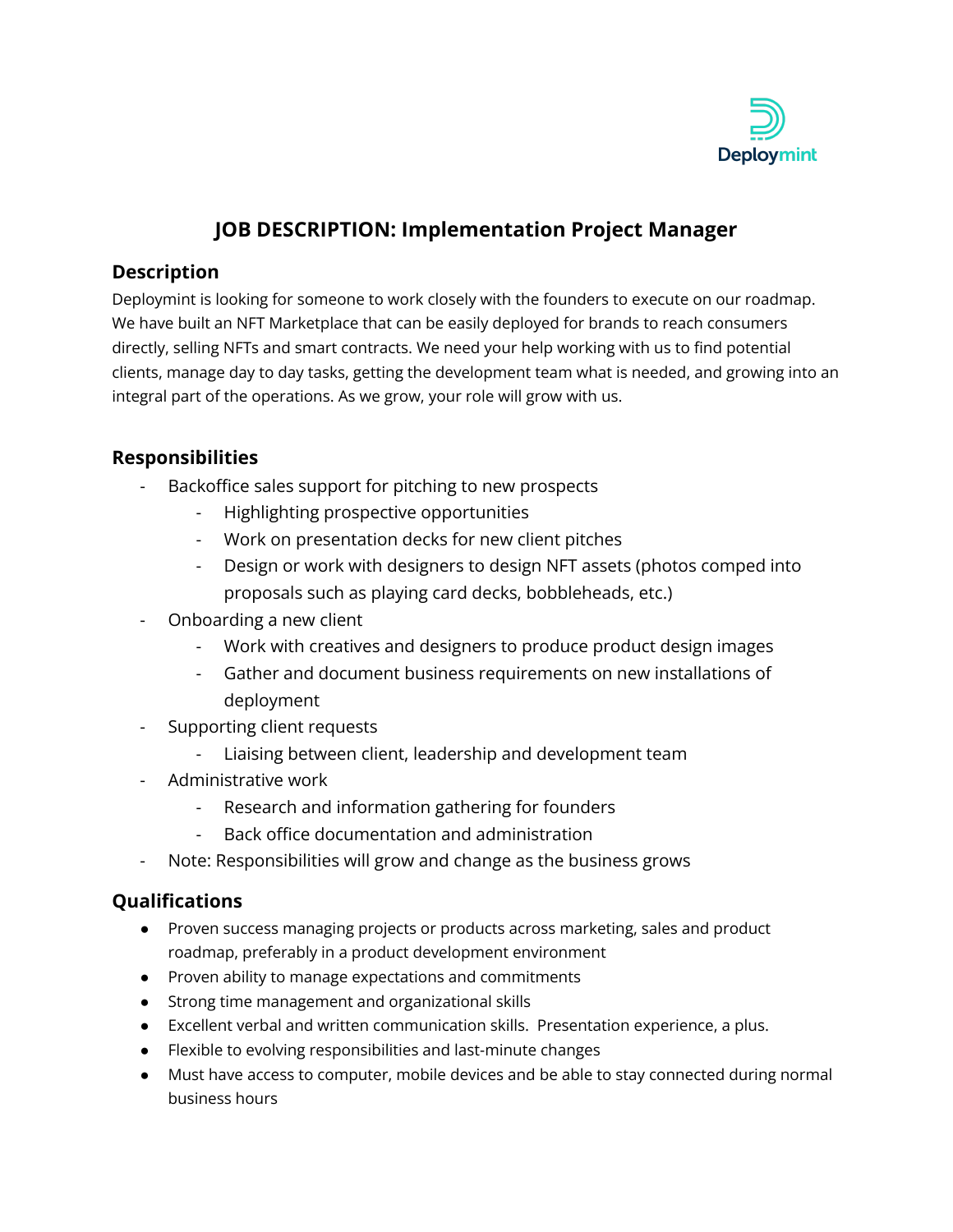Deploymint

# JOB DESCRIPTION: Implementation Project Manager

## Description

Deploymint is looking for someone to work closely with the founders to execute on our roadmap. We have built an NFT Marketplace that can be easily deployed for brands to reach consumers directly, selling NFTs and smart contracts. We need your help working with us to find potential clients, manage day to day tasks, getting the development team what is needed, and growing into an integral part of the operations. As we grow, your role will grow with us.

## Responsibilities

- Backoffice sales support for pitching to new prospects
    - Highlighting prospective opportunities
    - Work on presentation decks for new client pitches
    - Design or work with designers to design NFT assets (photos comped into proposals such as playing card decks, bobbleheads, etc.)
- Onboarding a new client
    - Work with creatives and designers to produce product design images
    - Gather and document business requirements on new installations of deployment
- Supporting client requests
    - Liaising between client, leadership and development team
- Administrative work
    - Research and information gathering for founders
    - Back office documentation and administration
- Note: Responsibilities will grow and change as the business grows

## Qualifications

- Proven success managing projects or products across marketing, sales and product roadmap, preferably in a product development environment
- Proven ability to manage expectations and commitments
- Strong time management and organizational skills
- Excellent verbal and written communication skills. Presentation experience, a plus.
- Flexible to evolving responsibilities and last-minute changes
- Must have access to computer, mobile devices and be able to stay connected during normal business hours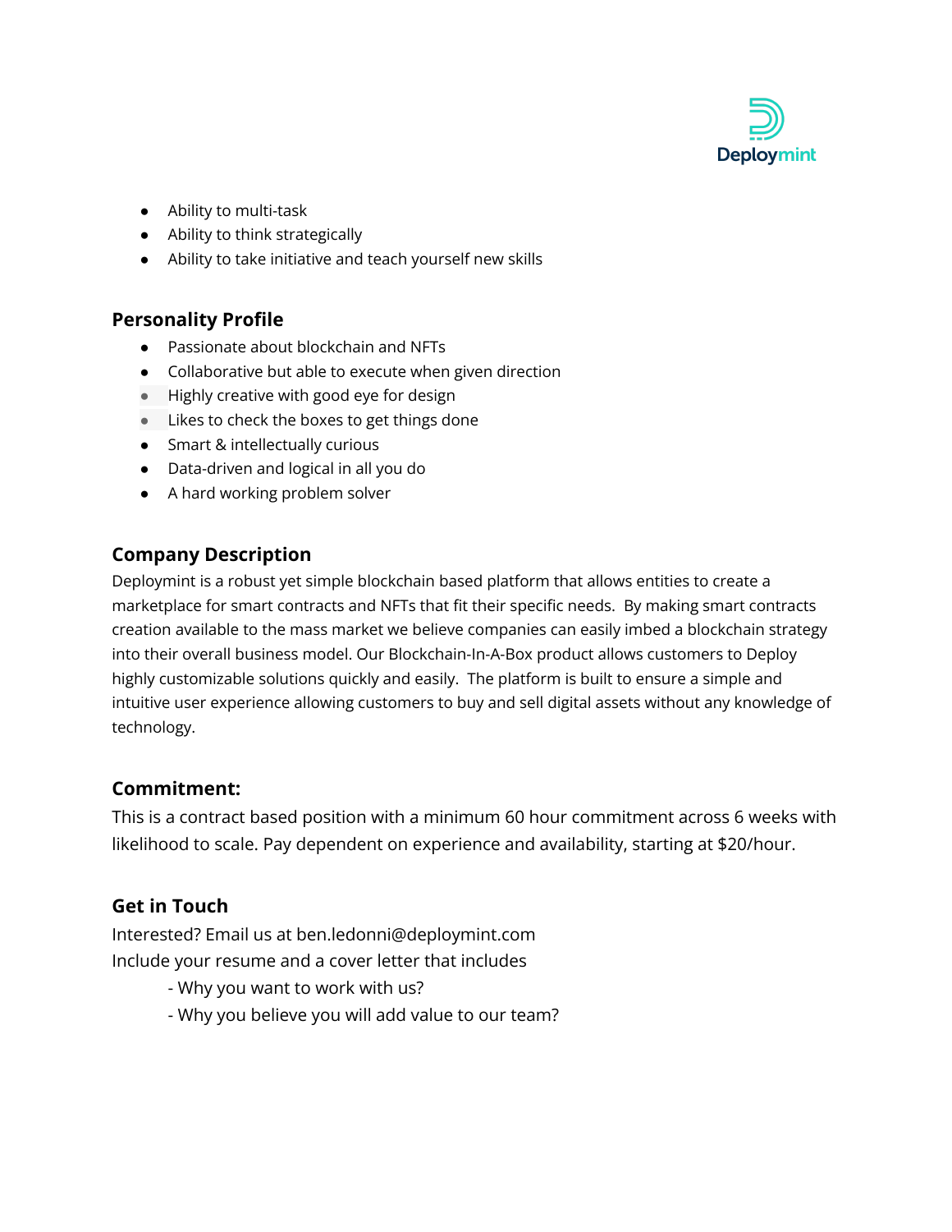- Ability to multi-task
- Ability to think strategically
- Ability to take initiative and teach yourself new skills

### Personality Profile

- Passionate about blockchain and NFTs
- Collaborative but able to execute when given direction
- Highly creative with good eye for design
- Likes to check the boxes to get things done
- Smart & intellectually curious
- Data-driven and logical in all you do
- A hard working problem solver

### Company Description

Deploymint is a robust yet simple blockchain based platform that allows entities to create a marketplace for smart contracts and NFTs that fit their specific needs. By making smart contracts creation available to the mass market we believe companies can easily imbed a blockchain strategy into their overall business model. Our Blockchain-In-A-Box product allows customers to Deploy highly customizable solutions quickly and easily. The platform is built to ensure a simple and intuitive user experience allowing customers to buy and sell digital assets without any knowledge of technology.

### Commitment:

This is a contract based position with a minimum 60 hour commitment across 6 weeks with likelihood to scale. Pay dependent on experience and availability, starting at $20/hour.

### Get in Touch

Interested? Email us at ben.ledonni@deploymint.com
Include your resume and a cover letter that includes

- Why you want to work with us?
- Why you believe you will add value to our team?